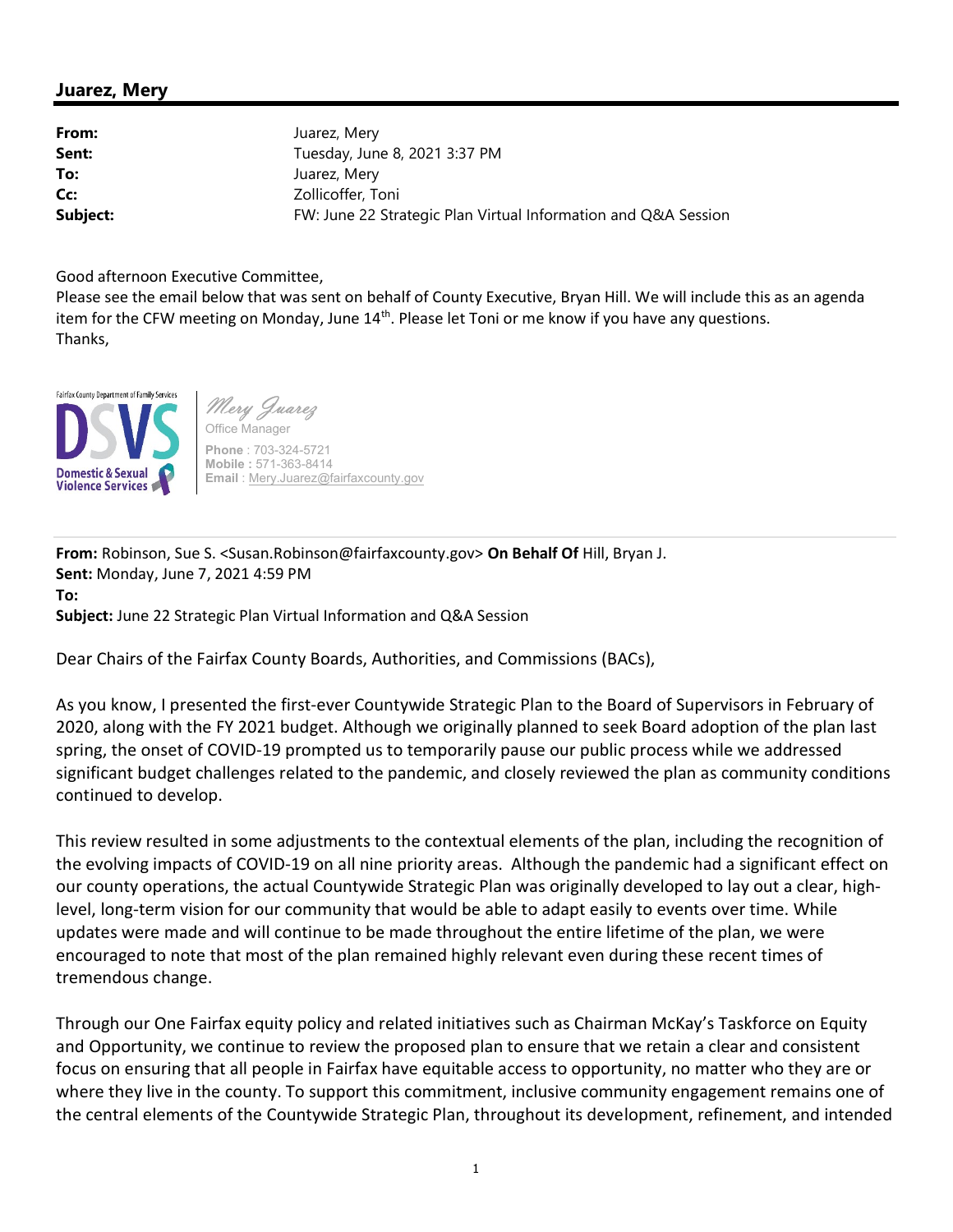**Juarez, Mery**

| | |
|---|---|
| **From:** | Juarez, Mery |
| **Sent:** | Tuesday, June 8, 2021 3:37 PM |
| **To:** | Juarez, Mery |
| **Cc:** | Zollicoffer, Toni |
| **Subject:** | FW: June 22 Strategic Plan Virtual Information and Q&A Session |

Good afternoon Executive Committee,
Please see the email below that was sent on behalf of County Executive, Bryan Hill. We will include this as an agenda item for the CFW meeting on Monday, June 14th. Please let Toni or me know if you have any questions.
Thanks,

Fairfax County Department of Family Services
DSVS
Domestic & Sexual Violence Services

Mery Juarez
Office Manager
**Phone** : 703-324-5721
**Mobile** : 571-363-8414
**Email** : Mery.Juarez@fairfaxcounty.gov

---

**From:** Robinson, Sue S. <Susan.Robinson@fairfaxcounty.gov> **On Behalf Of** Hill, Bryan J.
**Sent:** Monday, June 7, 2021 4:59 PM
**To:**
**Subject:** June 22 Strategic Plan Virtual Information and Q&A Session

Dear Chairs of the Fairfax County Boards, Authorities, and Commissions (BACs),

As you know, I presented the first-ever Countywide Strategic Plan to the Board of Supervisors in February of 2020, along with the FY 2021 budget. Although we originally planned to seek Board adoption of the plan last spring, the onset of COVID-19 prompted us to temporarily pause our public process while we addressed significant budget challenges related to the pandemic, and closely reviewed the plan as community conditions continued to develop.

This review resulted in some adjustments to the contextual elements of the plan, including the recognition of the evolving impacts of COVID-19 on all nine priority areas. Although the pandemic had a significant effect on our county operations, the actual Countywide Strategic Plan was originally developed to lay out a clear, high-level, long-term vision for our community that would be able to adapt easily to events over time. While updates were made and will continue to be made throughout the entire lifetime of the plan, we were encouraged to note that most of the plan remained highly relevant even during these recent times of tremendous change.

Through our One Fairfax equity policy and related initiatives such as Chairman McKay's Taskforce on Equity and Opportunity, we continue to review the proposed plan to ensure that we retain a clear and consistent focus on ensuring that all people in Fairfax have equitable access to opportunity, no matter who they are or where they live in the county. To support this commitment, inclusive community engagement remains one of the central elements of the Countywide Strategic Plan, throughout its development, refinement, and intended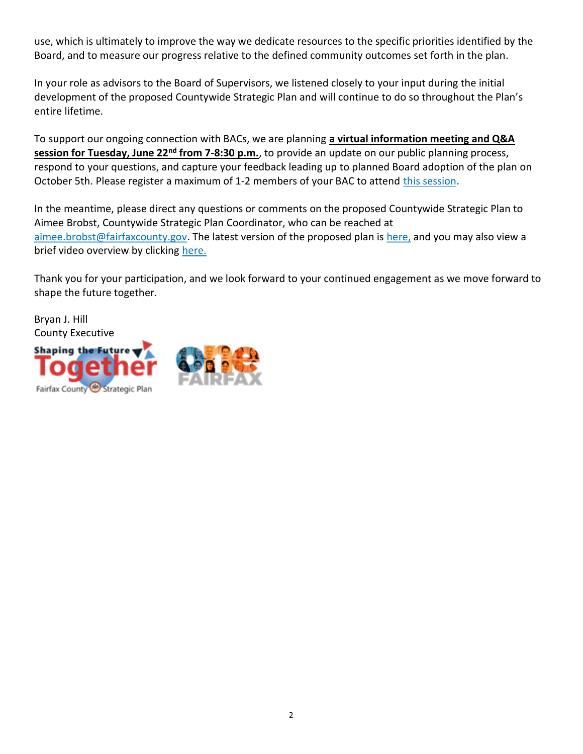use, which is ultimately to improve the way we dedicate resources to the specific priorities identified by the Board, and to measure our progress relative to the defined community outcomes set forth in the plan.

In your role as advisors to the Board of Supervisors, we listened closely to your input during the initial development of the proposed Countywide Strategic Plan and will continue to do so throughout the Plan's entire lifetime.

To support our ongoing connection with BACs, we are planning **a virtual information meeting and Q&A session for Tuesday, June 22nd from 7-8:30 p.m.**, to provide an update on our public planning process, respond to your questions, and capture your feedback leading up to planned Board adoption of the plan on October 5th. Please register a maximum of 1-2 members of your BAC to attend this session.

In the meantime, please direct any questions or comments on the proposed Countywide Strategic Plan to Aimee Brobst, Countywide Strategic Plan Coordinator, who can be reached at aimee.brobst@fairfaxcounty.gov. The latest version of the proposed plan is here, and you may also view a brief video overview by clicking here.

Thank you for your participation, and we look forward to your continued engagement as we move forward to shape the future together.

Bryan J. Hill
County Executive

Shaping the Future Together
Fairfax County Strategic Plan

one FAIRFAX